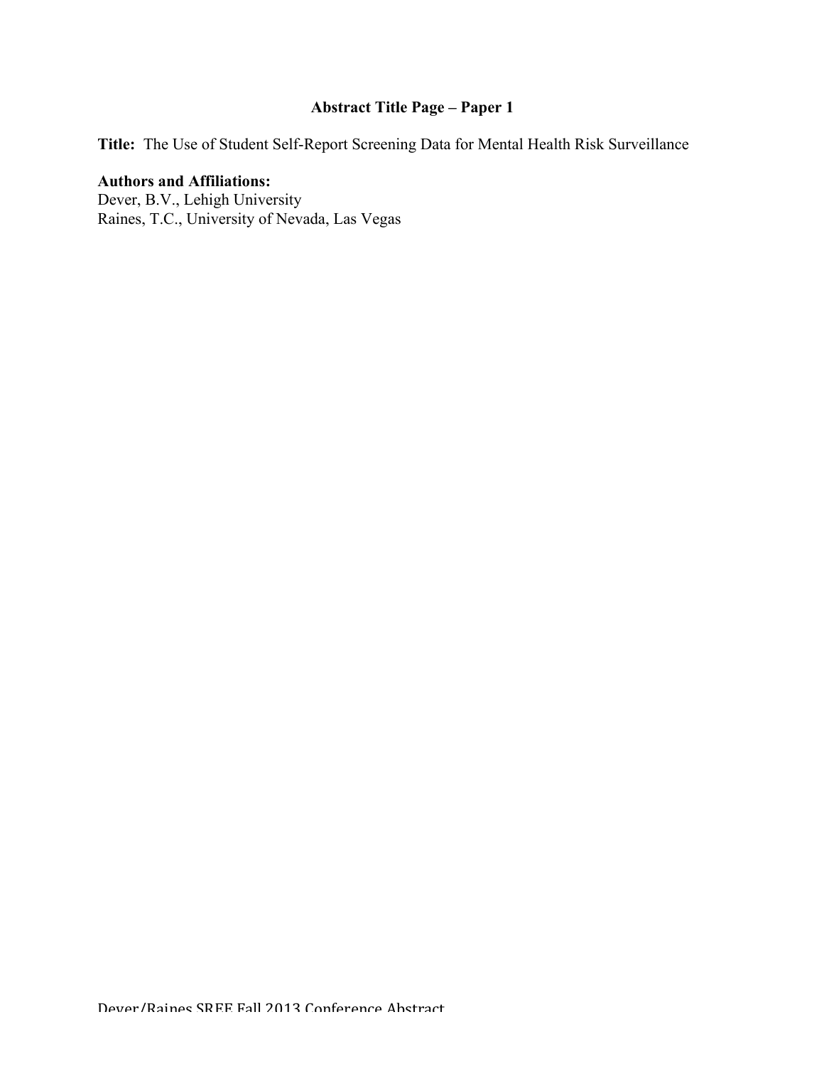# Abstract Title Page – Paper 1

**Title:** The Use of Student Self-Report Screening Data for Mental Health Risk Surveillance

**Authors and Affiliations:**
Dever, B.V., Lehigh University
Raines, T.C., University of Nevada, Las Vegas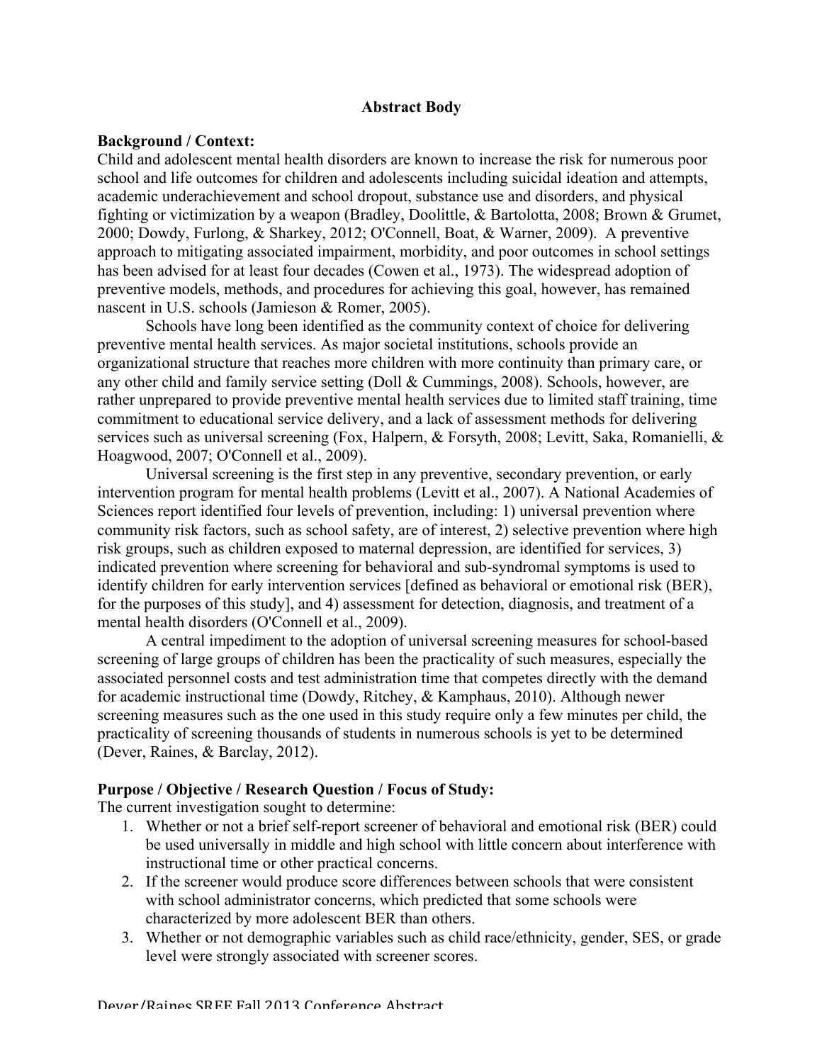## Abstract Body

**Background / Context:**

Child and adolescent mental health disorders are known to increase the risk for numerous poor school and life outcomes for children and adolescents including suicidal ideation and attempts, academic underachievement and school dropout, substance use and disorders, and physical fighting or victimization by a weapon (Bradley, Doolittle, & Bartolotta, 2008; Brown & Grumet, 2000; Dowdy, Furlong, & Sharkey, 2012; O'Connell, Boat, & Warner, 2009). A preventive approach to mitigating associated impairment, morbidity, and poor outcomes in school settings has been advised for at least four decades (Cowen et al., 1973). The widespread adoption of preventive models, methods, and procedures for achieving this goal, however, has remained nascent in U.S. schools (Jamieson & Romer, 2005).

Schools have long been identified as the community context of choice for delivering preventive mental health services. As major societal institutions, schools provide an organizational structure that reaches more children with more continuity than primary care, or any other child and family service setting (Doll & Cummings, 2008). Schools, however, are rather unprepared to provide preventive mental health services due to limited staff training, time commitment to educational service delivery, and a lack of assessment methods for delivering services such as universal screening (Fox, Halpern, & Forsyth, 2008; Levitt, Saka, Romanielli, & Hoagwood, 2007; O'Connell et al., 2009).

Universal screening is the first step in any preventive, secondary prevention, or early intervention program for mental health problems (Levitt et al., 2007). A National Academies of Sciences report identified four levels of prevention, including: 1) universal prevention where community risk factors, such as school safety, are of interest, 2) selective prevention where high risk groups, such as children exposed to maternal depression, are identified for services, 3) indicated prevention where screening for behavioral and sub-syndromal symptoms is used to identify children for early intervention services [defined as behavioral or emotional risk (BER), for the purposes of this study], and 4) assessment for detection, diagnosis, and treatment of a mental health disorders (O'Connell et al., 2009).

A central impediment to the adoption of universal screening measures for school-based screening of large groups of children has been the practicality of such measures, especially the associated personnel costs and test administration time that competes directly with the demand for academic instructional time (Dowdy, Ritchey, & Kamphaus, 2010). Although newer screening measures such as the one used in this study require only a few minutes per child, the practicality of screening thousands of students in numerous schools is yet to be determined (Dever, Raines, & Barclay, 2012).

**Purpose / Objective / Research Question / Focus of Study:**

The current investigation sought to determine:

1. Whether or not a brief self-report screener of behavioral and emotional risk (BER) could be used universally in middle and high school with little concern about interference with instructional time or other practical concerns.
2. If the screener would produce score differences between schools that were consistent with school administrator concerns, which predicted that some schools were characterized by more adolescent BER than others.
3. Whether or not demographic variables such as child race/ethnicity, gender, SES, or grade level were strongly associated with screener scores.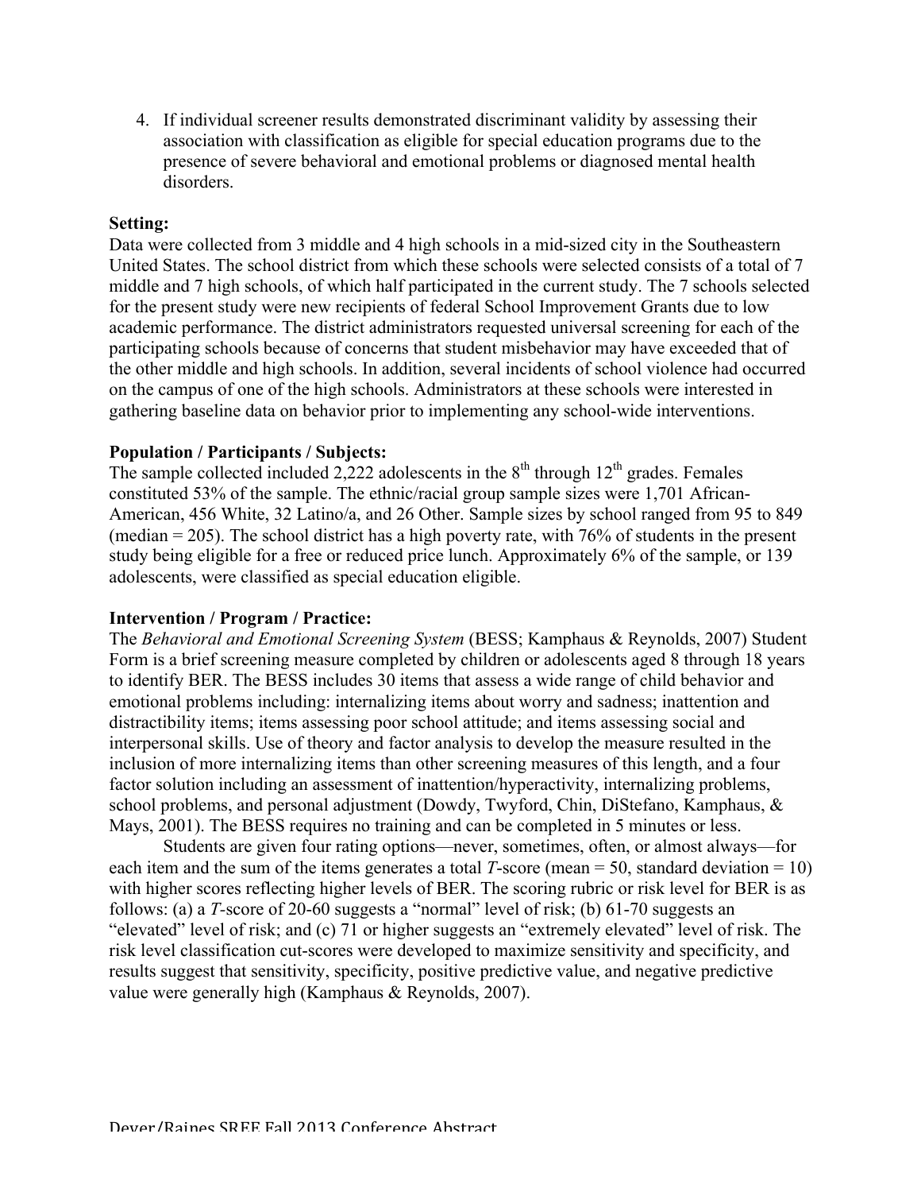4. If individual screener results demonstrated discriminant validity by assessing their association with classification as eligible for special education programs due to the presence of severe behavioral and emotional problems or diagnosed mental health disorders.

**Setting:**

Data were collected from 3 middle and 4 high schools in a mid-sized city in the Southeastern United States. The school district from which these schools were selected consists of a total of 7 middle and 7 high schools, of which half participated in the current study. The 7 schools selected for the present study were new recipients of federal School Improvement Grants due to low academic performance. The district administrators requested universal screening for each of the participating schools because of concerns that student misbehavior may have exceeded that of the other middle and high schools. In addition, several incidents of school violence had occurred on the campus of one of the high schools. Administrators at these schools were interested in gathering baseline data on behavior prior to implementing any school-wide interventions.

**Population / Participants / Subjects:**

The sample collected included 2,222 adolescents in the 8th through 12th grades. Females constituted 53% of the sample. The ethnic/racial group sample sizes were 1,701 African-American, 456 White, 32 Latino/a, and 26 Other. Sample sizes by school ranged from 95 to 849 (median = 205). The school district has a high poverty rate, with 76% of students in the present study being eligible for a free or reduced price lunch. Approximately 6% of the sample, or 139 adolescents, were classified as special education eligible.

**Intervention / Program / Practice:**

The *Behavioral and Emotional Screening System* (BESS; Kamphaus & Reynolds, 2007) Student Form is a brief screening measure completed by children or adolescents aged 8 through 18 years to identify BER. The BESS includes 30 items that assess a wide range of child behavior and emotional problems including: internalizing items about worry and sadness; inattention and distractibility items; items assessing poor school attitude; and items assessing social and interpersonal skills. Use of theory and factor analysis to develop the measure resulted in the inclusion of more internalizing items than other screening measures of this length, and a four factor solution including an assessment of inattention/hyperactivity, internalizing problems, school problems, and personal adjustment (Dowdy, Twyford, Chin, DiStefano, Kamphaus, & Mays, 2001). The BESS requires no training and can be completed in 5 minutes or less.

Students are given four rating options—never, sometimes, often, or almost always—for each item and the sum of the items generates a total *T*-score (mean = 50, standard deviation = 10) with higher scores reflecting higher levels of BER. The scoring rubric or risk level for BER is as follows: (a) a *T*-score of 20-60 suggests a "normal" level of risk; (b) 61-70 suggests an "elevated" level of risk; and (c) 71 or higher suggests an "extremely elevated" level of risk. The risk level classification cut-scores were developed to maximize sensitivity and specificity, and results suggest that sensitivity, specificity, positive predictive value, and negative predictive value were generally high (Kamphaus & Reynolds, 2007).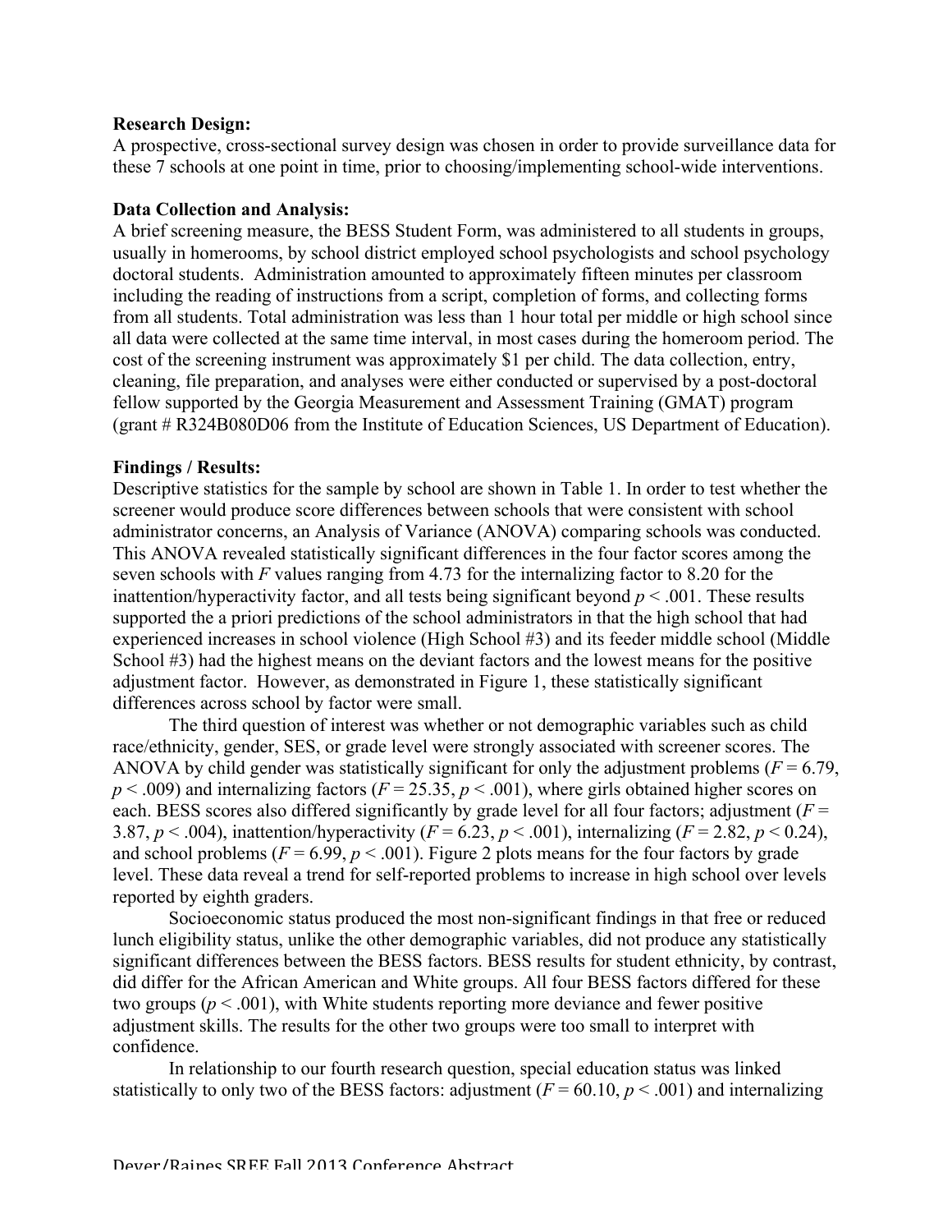**Research Design:**
A prospective, cross-sectional survey design was chosen in order to provide surveillance data for these 7 schools at one point in time, prior to choosing/implementing school-wide interventions.

**Data Collection and Analysis:**
A brief screening measure, the BESS Student Form, was administered to all students in groups, usually in homerooms, by school district employed school psychologists and school psychology doctoral students. Administration amounted to approximately fifteen minutes per classroom including the reading of instructions from a script, completion of forms, and collecting forms from all students. Total administration was less than 1 hour total per middle or high school since all data were collected at the same time interval, in most cases during the homeroom period. The cost of the screening instrument was approximately $1 per child. The data collection, entry, cleaning, file preparation, and analyses were either conducted or supervised by a post-doctoral fellow supported by the Georgia Measurement and Assessment Training (GMAT) program (grant # R324B080D06 from the Institute of Education Sciences, US Department of Education).

**Findings / Results:**
Descriptive statistics for the sample by school are shown in Table 1. In order to test whether the screener would produce score differences between schools that were consistent with school administrator concerns, an Analysis of Variance (ANOVA) comparing schools was conducted. This ANOVA revealed statistically significant differences in the four factor scores among the seven schools with $F$ values ranging from 4.73 for the internalizing factor to 8.20 for the inattention/hyperactivity factor, and all tests being significant beyond $p < .001$. These results supported the a priori predictions of the school administrators in that the high school that had experienced increases in school violence (High School #3) and its feeder middle school (Middle School #3) had the highest means on the deviant factors and the lowest means for the positive adjustment factor. However, as demonstrated in Figure 1, these statistically significant differences across school by factor were small.

The third question of interest was whether or not demographic variables such as child race/ethnicity, gender, SES, or grade level were strongly associated with screener scores. The ANOVA by child gender was statistically significant for only the adjustment problems ($F = 6.79$, $p < .009$) and internalizing factors ($F = 25.35$, $p < .001$), where girls obtained higher scores on each. BESS scores also differed significantly by grade level for all four factors; adjustment ($F = 3.87$, $p < .004$), inattention/hyperactivity ($F = 6.23$, $p < .001$), internalizing ($F = 2.82$, $p < 0.24$), and school problems ($F = 6.99$, $p < .001$). Figure 2 plots means for the four factors by grade level. These data reveal a trend for self-reported problems to increase in high school over levels reported by eighth graders.

Socioeconomic status produced the most non-significant findings in that free or reduced lunch eligibility status, unlike the other demographic variables, did not produce any statistically significant differences between the BESS factors. BESS results for student ethnicity, by contrast, did differ for the African American and White groups. All four BESS factors differed for these two groups ($p < .001$), with White students reporting more deviance and fewer positive adjustment skills. The results for the other two groups were too small to interpret with confidence.

In relationship to our fourth research question, special education status was linked statistically to only two of the BESS factors: adjustment ($F = 60.10$, $p < .001$) and internalizing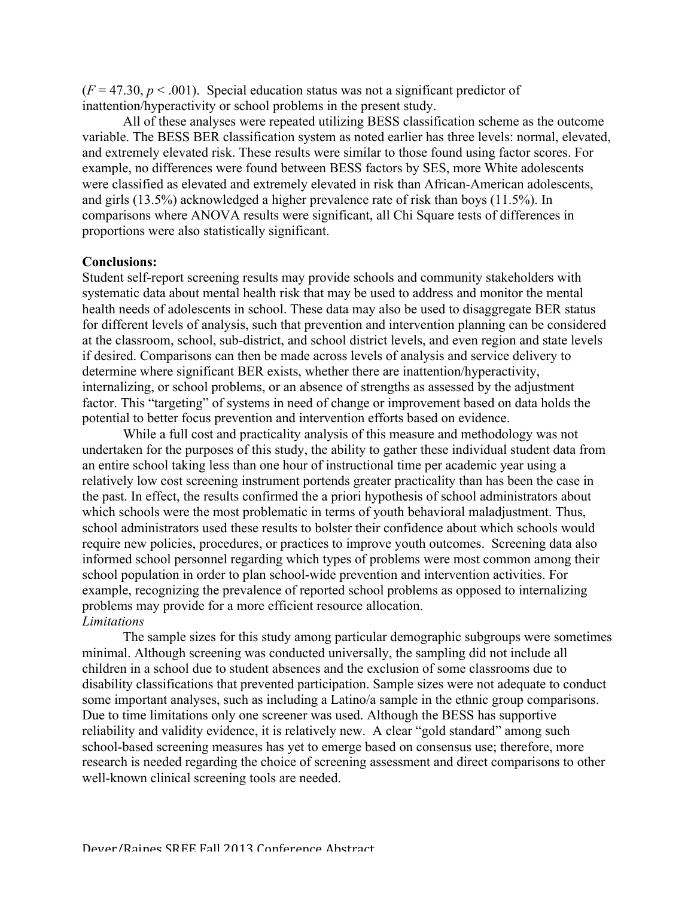($F = 47.30$, $p < .001$). Special education status was not a significant predictor of inattention/hyperactivity or school problems in the present study.

All of these analyses were repeated utilizing BESS classification scheme as the outcome variable. The BESS BER classification system as noted earlier has three levels: normal, elevated, and extremely elevated risk. These results were similar to those found using factor scores. For example, no differences were found between BESS factors by SES, more White adolescents were classified as elevated and extremely elevated in risk than African-American adolescents, and girls (13.5%) acknowledged a higher prevalence rate of risk than boys (11.5%). In comparisons where ANOVA results were significant, all Chi Square tests of differences in proportions were also statistically significant.

**Conclusions:**

Student self-report screening results may provide schools and community stakeholders with systematic data about mental health risk that may be used to address and monitor the mental health needs of adolescents in school. These data may also be used to disaggregate BER status for different levels of analysis, such that prevention and intervention planning can be considered at the classroom, school, sub-district, and school district levels, and even region and state levels if desired. Comparisons can then be made across levels of analysis and service delivery to determine where significant BER exists, whether there are inattention/hyperactivity, internalizing, or school problems, or an absence of strengths as assessed by the adjustment factor. This "targeting" of systems in need of change or improvement based on data holds the potential to better focus prevention and intervention efforts based on evidence.

While a full cost and practicality analysis of this measure and methodology was not undertaken for the purposes of this study, the ability to gather these individual student data from an entire school taking less than one hour of instructional time per academic year using a relatively low cost screening instrument portends greater practicality than has been the case in the past. In effect, the results confirmed the a priori hypothesis of school administrators about which schools were the most problematic in terms of youth behavioral maladjustment. Thus, school administrators used these results to bolster their confidence about which schools would require new policies, procedures, or practices to improve youth outcomes. Screening data also informed school personnel regarding which types of problems were most common among their school population in order to plan school-wide prevention and intervention activities. For example, recognizing the prevalence of reported school problems as opposed to internalizing problems may provide for a more efficient resource allocation.

*Limitations*

The sample sizes for this study among particular demographic subgroups were sometimes minimal. Although screening was conducted universally, the sampling did not include all children in a school due to student absences and the exclusion of some classrooms due to disability classifications that prevented participation. Sample sizes were not adequate to conduct some important analyses, such as including a Latino/a sample in the ethnic group comparisons. Due to time limitations only one screener was used. Although the BESS has supportive reliability and validity evidence, it is relatively new. A clear "gold standard" among such school-based screening measures has yet to emerge based on consensus use; therefore, more research is needed regarding the choice of screening assessment and direct comparisons to other well-known clinical screening tools are needed.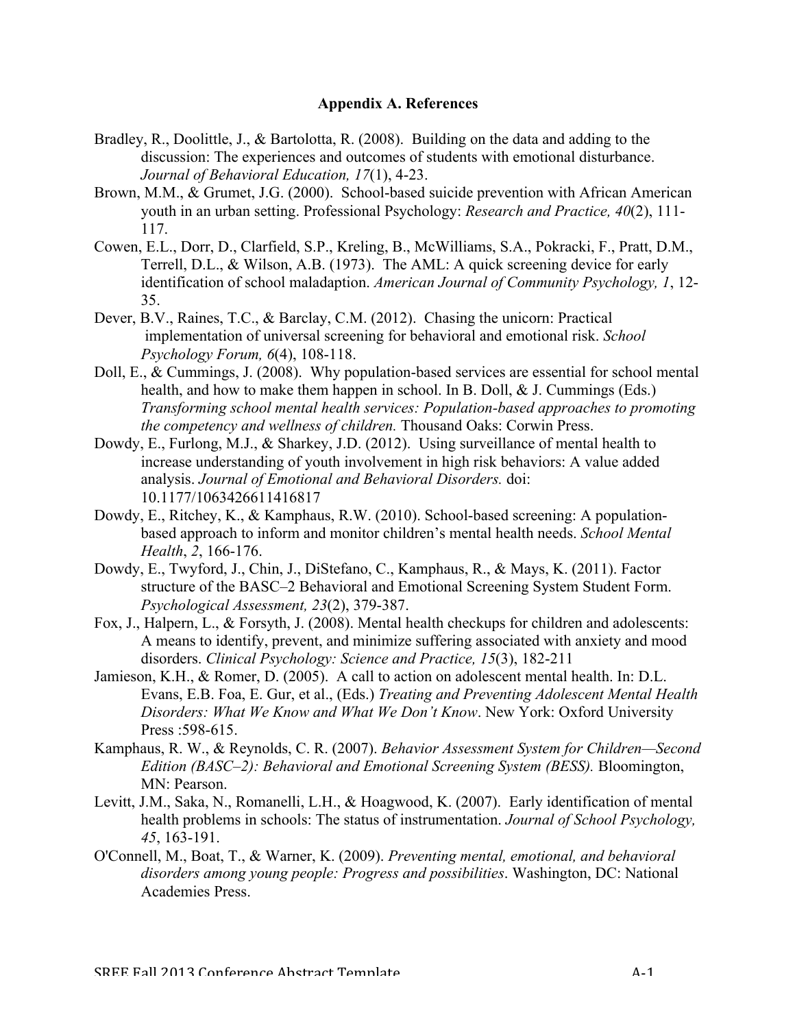**Appendix A. References**

Bradley, R., Doolittle, J., & Bartolotta, R. (2008). Building on the data and adding to the discussion: The experiences and outcomes of students with emotional disturbance. *Journal of Behavioral Education, 17*(1), 4-23.

Brown, M.M., & Grumet, J.G. (2000). School-based suicide prevention with African American youth in an urban setting. Professional Psychology: *Research and Practice, 40*(2), 111-117.

Cowen, E.L., Dorr, D., Clarfield, S.P., Kreling, B., McWilliams, S.A., Pokracki, F., Pratt, D.M., Terrell, D.L., & Wilson, A.B. (1973). The AML: A quick screening device for early identification of school maladaption. *American Journal of Community Psychology, 1*, 12-35.

Dever, B.V., Raines, T.C., & Barclay, C.M. (2012). Chasing the unicorn: Practical implementation of universal screening for behavioral and emotional risk. *School Psychology Forum, 6*(4), 108-118.

Doll, E., & Cummings, J. (2008). Why population-based services are essential for school mental health, and how to make them happen in school. In B. Doll, & J. Cummings (Eds.) *Transforming school mental health services: Population-based approaches to promoting the competency and wellness of children.* Thousand Oaks: Corwin Press.

Dowdy, E., Furlong, M.J., & Sharkey, J.D. (2012). Using surveillance of mental health to increase understanding of youth involvement in high risk behaviors: A value added analysis. *Journal of Emotional and Behavioral Disorders.* doi: 10.1177/1063426611416817

Dowdy, E., Ritchey, K., & Kamphaus, R.W. (2010). School-based screening: A population-based approach to inform and monitor children's mental health needs. *School Mental Health*, *2*, 166-176.

Dowdy, E., Twyford, J., Chin, J., DiStefano, C., Kamphaus, R., & Mays, K. (2011). Factor structure of the BASC–2 Behavioral and Emotional Screening System Student Form. *Psychological Assessment, 23*(2), 379-387.

Fox, J., Halpern, L., & Forsyth, J. (2008). Mental health checkups for children and adolescents: A means to identify, prevent, and minimize suffering associated with anxiety and mood disorders. *Clinical Psychology: Science and Practice, 15*(3), 182-211

Jamieson, K.H., & Romer, D. (2005). A call to action on adolescent mental health. In: D.L. Evans, E.B. Foa, E. Gur, et al., (Eds.) *Treating and Preventing Adolescent Mental Health Disorders: What We Know and What We Don't Know*. New York: Oxford University Press :598-615.

Kamphaus, R. W., & Reynolds, C. R. (2007). *Behavior Assessment System for Children—Second Edition (BASC–2): Behavioral and Emotional Screening System (BESS).* Bloomington, MN: Pearson.

Levitt, J.M., Saka, N., Romanelli, L.H., & Hoagwood, K. (2007). Early identification of mental health problems in schools: The status of instrumentation. *Journal of School Psychology, 45*, 163-191.

O'Connell, M., Boat, T., & Warner, K. (2009). *Preventing mental, emotional, and behavioral disorders among young people: Progress and possibilities*. Washington, DC: National Academies Press.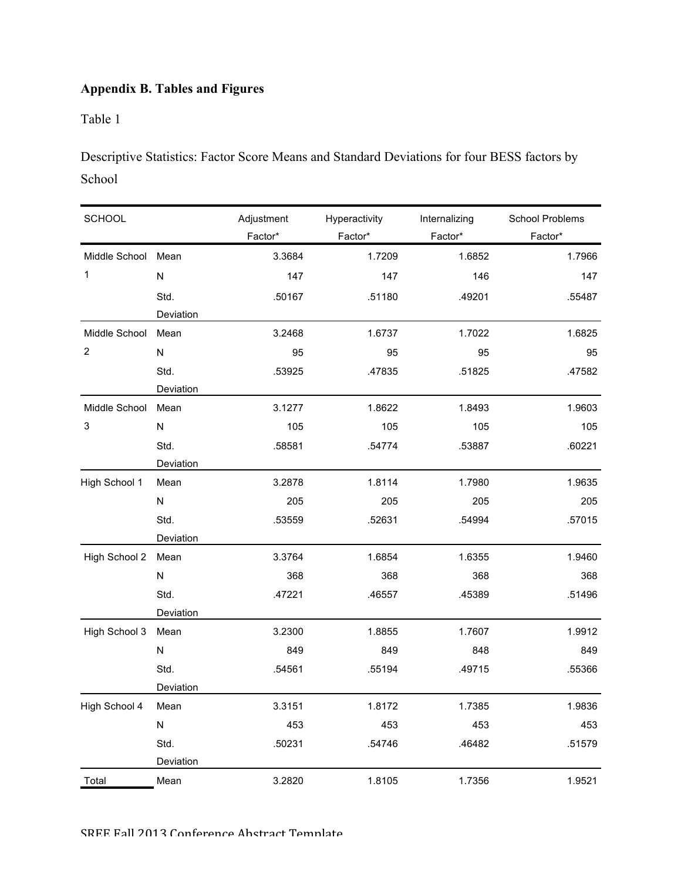# Appendix B. Tables and Figures

Table 1

Descriptive Statistics: Factor Score Means and Standard Deviations for four BESS factors by School

| SCHOOL | | Adjustment Factor* | Hyperactivity Factor* | Internalizing Factor* | School Problems Factor* |
|---|---|---|---|---|---|
| Middle School 1 | Mean | 3.3684 | 1.7209 | 1.6852 | 1.7966 |
| | N | 147 | 147 | 146 | 147 |
| | Std. Deviation | .50167 | .51180 | .49201 | .55487 |
| Middle School 2 | Mean | 3.2468 | 1.6737 | 1.7022 | 1.6825 |
| | N | 95 | 95 | 95 | 95 |
| | Std. Deviation | .53925 | .47835 | .51825 | .47582 |
| Middle School 3 | Mean | 3.1277 | 1.8622 | 1.8493 | 1.9603 |
| | N | 105 | 105 | 105 | 105 |
| | Std. Deviation | .58581 | .54774 | .53887 | .60221 |
| High School 1 | Mean | 3.2878 | 1.8114 | 1.7980 | 1.9635 |
| | N | 205 | 205 | 205 | 205 |
| | Std. Deviation | .53559 | .52631 | .54994 | .57015 |
| High School 2 | Mean | 3.3764 | 1.6854 | 1.6355 | 1.9460 |
| | N | 368 | 368 | 368 | 368 |
| | Std. Deviation | .47221 | .46557 | .45389 | .51496 |
| High School 3 | Mean | 3.2300 | 1.8855 | 1.7607 | 1.9912 |
| | N | 849 | 849 | 848 | 849 |
| | Std. Deviation | .54561 | .55194 | .49715 | .55366 |
| High School 4 | Mean | 3.3151 | 1.8172 | 1.7385 | 1.9836 |
| | N | 453 | 453 | 453 | 453 |
| | Std. Deviation | .50231 | .54746 | .46482 | .51579 |
| Total | Mean | 3.2820 | 1.8105 | 1.7356 | 1.9521 |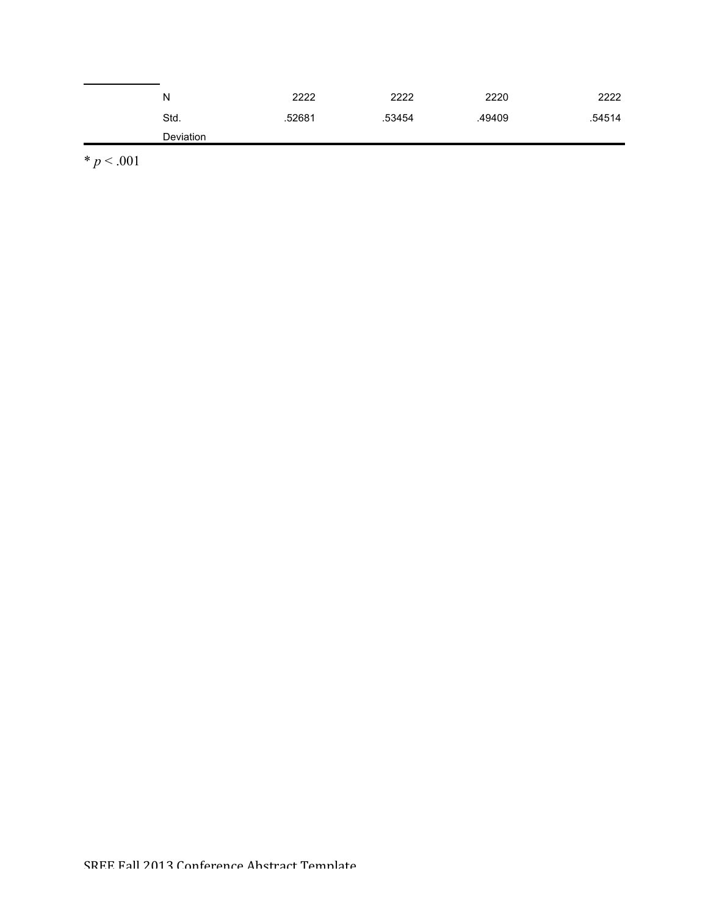| | | | | | |
|---|---|---|---|---|---|
| | N | 2222 | 2222 | 2220 | 2222 |
| | Std. Deviation | .52681 | .53454 | .49409 | .54514 |

* $p < .001$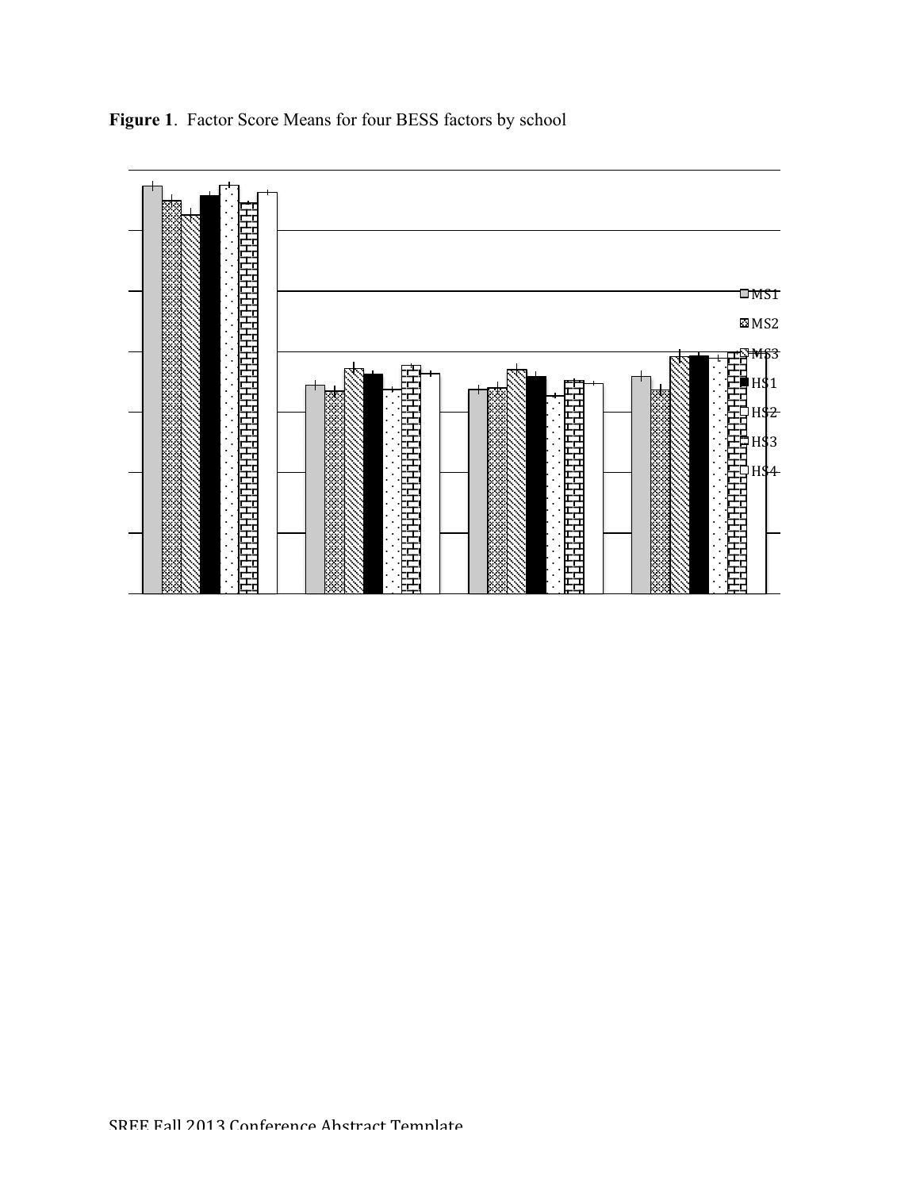**Figure 1**. Factor Score Means for four BESS factors by school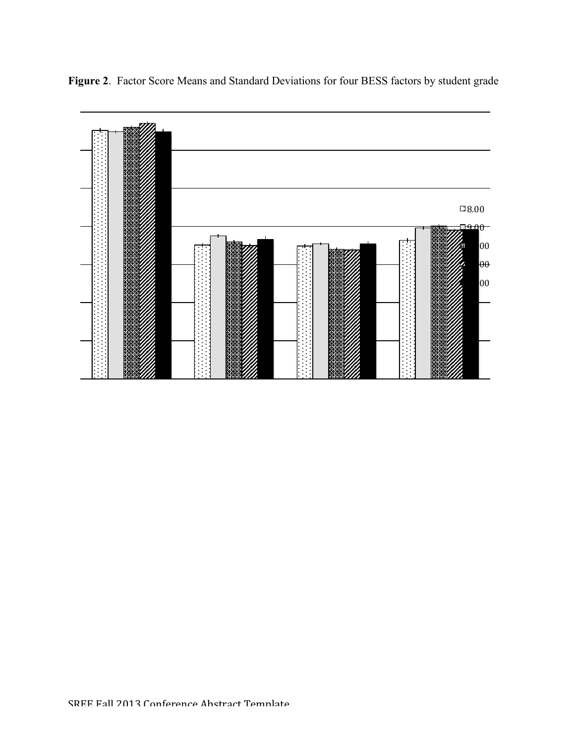**Figure 2**. Factor Score Means and Standard Deviations for four BESS factors by student grade

8.00

9.00

00

00

00